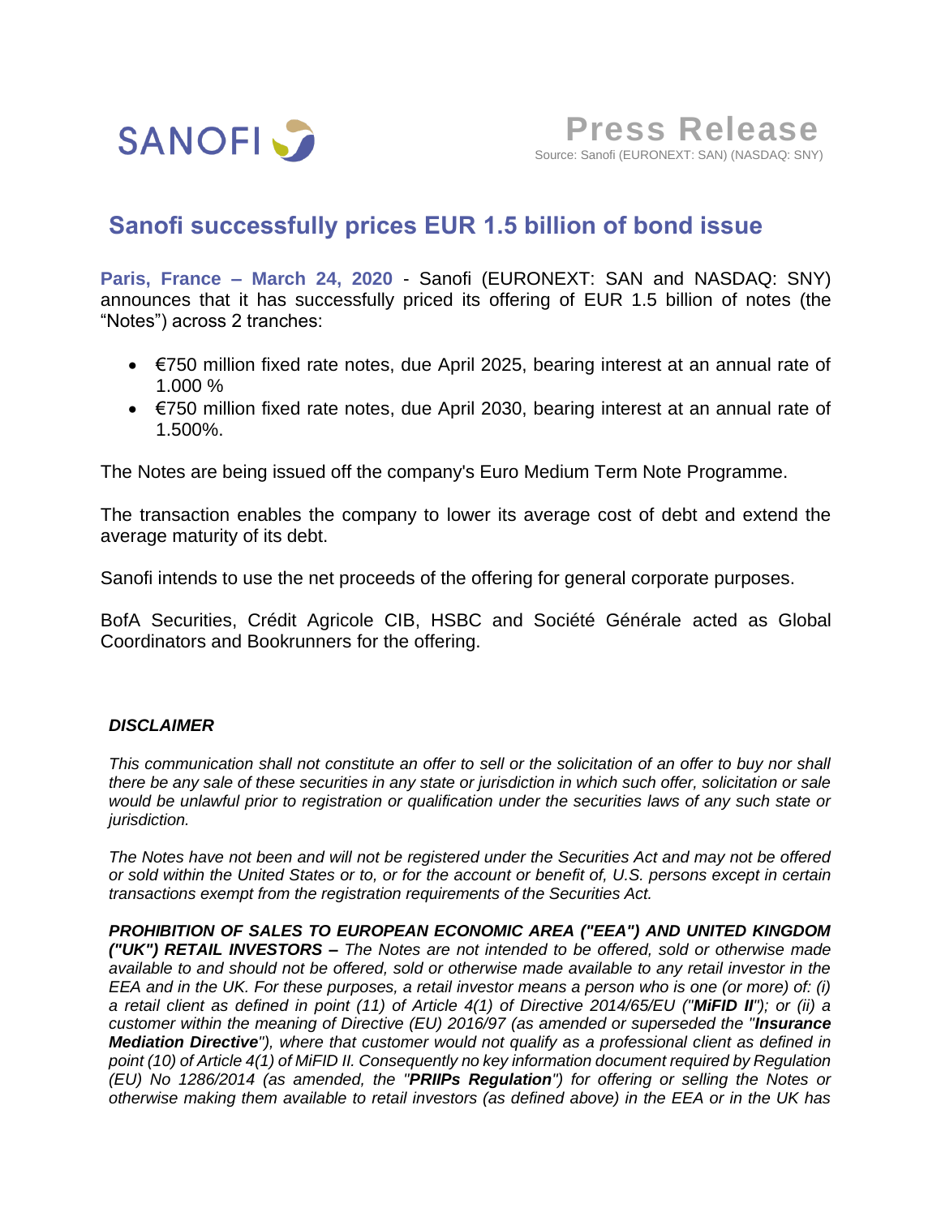SANOFI

**Press Release**
Source: Sanofi (EURONEXT: SAN) (NASDAQ: SNY)

# Sanofi successfully prices EUR 1.5 billion of bond issue

**Paris, France – March 24, 2020** - Sanofi (EURONEXT: SAN and NASDAQ: SNY) announces that it has successfully priced its offering of EUR 1.5 billion of notes (the "Notes") across 2 tranches:

- €750 million fixed rate notes, due April 2025, bearing interest at an annual rate of 1.000 %
- €750 million fixed rate notes, due April 2030, bearing interest at an annual rate of 1.500%.

The Notes are being issued off the company's Euro Medium Term Note Programme.

The transaction enables the company to lower its average cost of debt and extend the average maturity of its debt.

Sanofi intends to use the net proceeds of the offering for general corporate purposes.

BofA Securities, Crédit Agricole CIB, HSBC and Société Générale acted as Global Coordinators and Bookrunners for the offering.

***DISCLAIMER***

*This communication shall not constitute an offer to sell or the solicitation of an offer to buy nor shall there be any sale of these securities in any state or jurisdiction in which such offer, solicitation or sale would be unlawful prior to registration or qualification under the securities laws of any such state or jurisdiction.*

*The Notes have not been and will not be registered under the Securities Act and may not be offered or sold within the United States or to, or for the account or benefit of, U.S. persons except in certain transactions exempt from the registration requirements of the Securities Act.*

***PROHIBITION OF SALES TO EUROPEAN ECONOMIC AREA ("EEA") AND UNITED KINGDOM ("UK") RETAIL INVESTORS –*** *The Notes are not intended to be offered, sold or otherwise made available to and should not be offered, sold or otherwise made available to any retail investor in the EEA and in the UK. For these purposes, a retail investor means a person who is one (or more) of: (i) a retail client as defined in point (11) of Article 4(1) of Directive 2014/65/EU ("**MiFID II**"); or (ii) a customer within the meaning of Directive (EU) 2016/97 (as amended or superseded the "**Insurance Mediation Directive**"), where that customer would not qualify as a professional client as defined in point (10) of Article 4(1) of MiFID II. Consequently no key information document required by Regulation (EU) No 1286/2014 (as amended, the "**PRIIPs Regulation**") for offering or selling the Notes or otherwise making them available to retail investors (as defined above) in the EEA or in the UK has*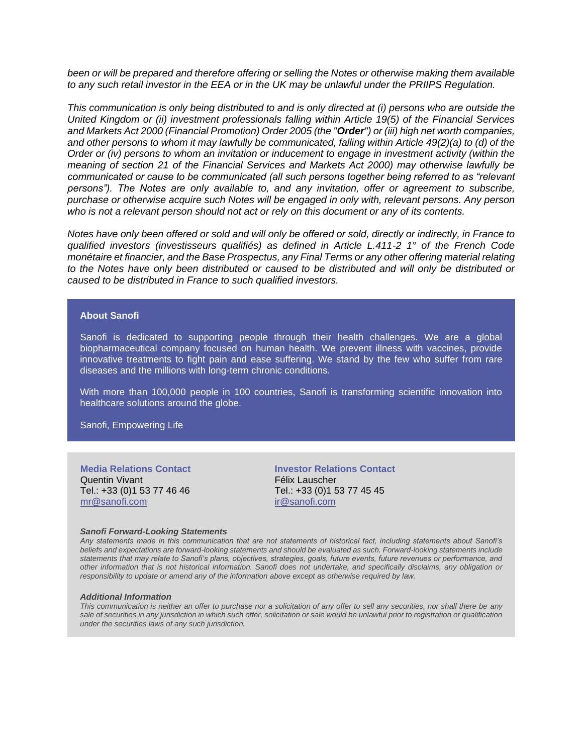*been or will be prepared and therefore offering or selling the Notes or otherwise making them available to any such retail investor in the EEA or in the UK may be unlawful under the PRIIPS Regulation.*

*This communication is only being distributed to and is only directed at (i) persons who are outside the United Kingdom or (ii) investment professionals falling within Article 19(5) of the Financial Services and Markets Act 2000 (Financial Promotion) Order 2005 (the "**Order**") or (iii) high net worth companies, and other persons to whom it may lawfully be communicated, falling within Article 49(2)(a) to (d) of the Order or (iv) persons to whom an invitation or inducement to engage in investment activity (within the meaning of section 21 of the Financial Services and Markets Act 2000) may otherwise lawfully be communicated or cause to be communicated (all such persons together being referred to as "relevant persons"). The Notes are only available to, and any invitation, offer or agreement to subscribe, purchase or otherwise acquire such Notes will be engaged in only with, relevant persons. Any person who is not a relevant person should not act or rely on this document or any of its contents.*

*Notes have only been offered or sold and will only be offered or sold, directly or indirectly, in France to qualified investors (investisseurs qualifiés) as defined in Article L.411-2 1° of the French Code monétaire et financier, and the Base Prospectus, any Final Terms or any other offering material relating to the Notes have only been distributed or caused to be distributed and will only be distributed or caused to be distributed in France to such qualified investors.*

**About Sanofi**

Sanofi is dedicated to supporting people through their health challenges. We are a global biopharmaceutical company focused on human health. We prevent illness with vaccines, provide innovative treatments to fight pain and ease suffering. We stand by the few who suffer from rare diseases and the millions with long-term chronic conditions.

With more than 100,000 people in 100 countries, Sanofi is transforming scientific innovation into healthcare solutions around the globe.

Sanofi, Empowering Life

**Media Relations Contact**
Quentin Vivant
Tel.: +33 (0)1 53 77 46 46
mr@sanofi.com

**Investor Relations Contact**
Félix Lauscher
Tel.: +33 (0)1 53 77 45 45
ir@sanofi.com

***Sanofi Forward-Looking Statements***

*Any statements made in this communication that are not statements of historical fact, including statements about Sanofi's beliefs and expectations are forward-looking statements and should be evaluated as such. Forward-looking statements include statements that may relate to Sanofi's plans, objectives, strategies, goals, future events, future revenues or performance, and other information that is not historical information. Sanofi does not undertake, and specifically disclaims, any obligation or responsibility to update or amend any of the information above except as otherwise required by law.*

***Additional Information***

*This communication is neither an offer to purchase nor a solicitation of any offer to sell any securities, nor shall there be any sale of securities in any jurisdiction in which such offer, solicitation or sale would be unlawful prior to registration or qualification under the securities laws of any such jurisdiction.*